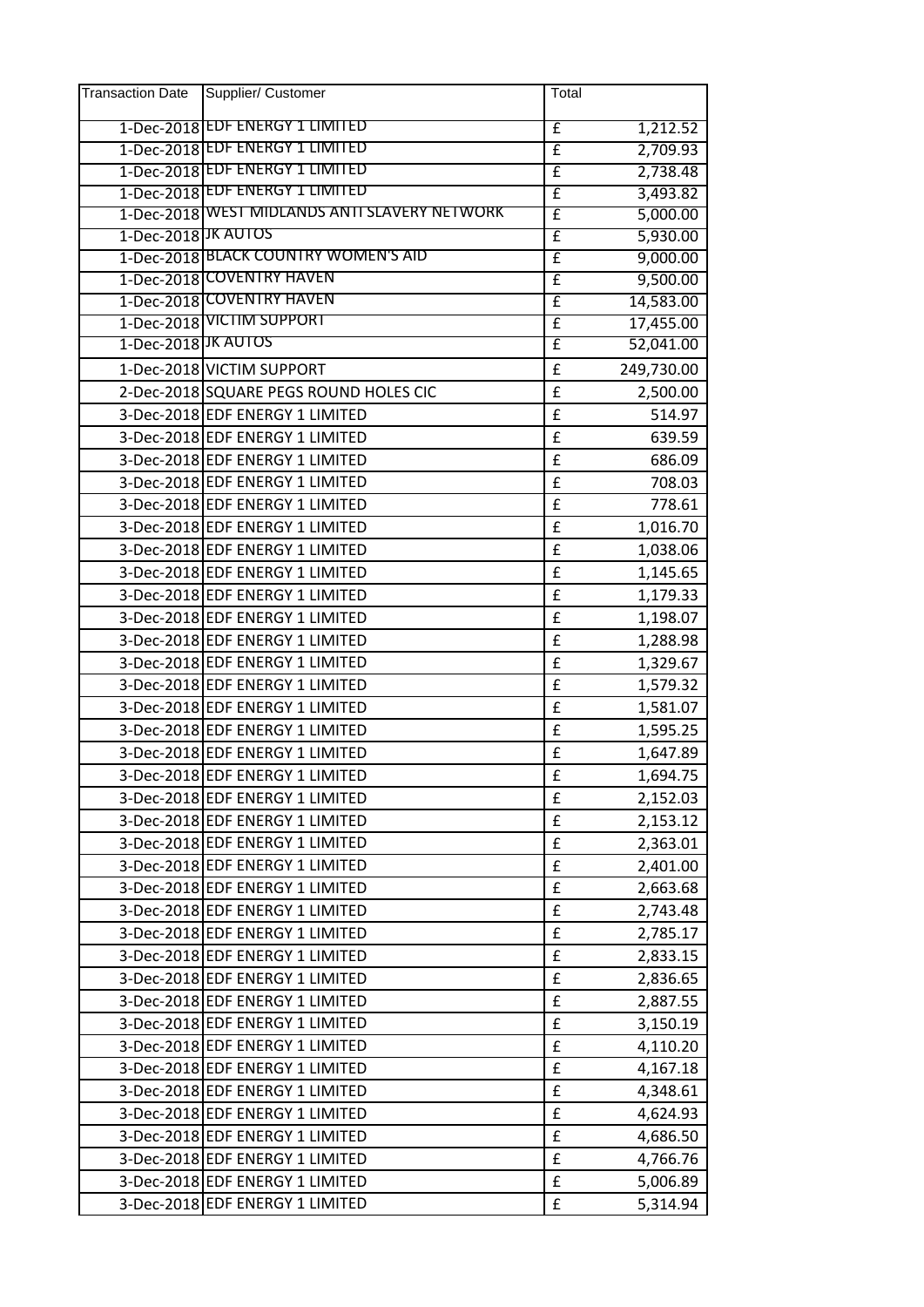| Transaction Date | Supplier/ Customer | Total |
|---|---|---|
| 1-Dec-2018 | EDF ENERGY 1 LIMITED | £ 1,212.52 |
| 1-Dec-2018 | EDF ENERGY 1 LIMITED | £ 2,709.93 |
| 1-Dec-2018 | EDF ENERGY 1 LIMITED | £ 2,738.48 |
| 1-Dec-2018 | EDF ENERGY 1 LIMITED | £ 3,493.82 |
| 1-Dec-2018 | WEST MIDLANDS ANTI SLAVERY NETWORK | £ 5,000.00 |
| 1-Dec-2018 | JK AUTOS | £ 5,930.00 |
| 1-Dec-2018 | BLACK COUNTRY WOMEN'S AID | £ 9,000.00 |
| 1-Dec-2018 | COVENTRY HAVEN | £ 9,500.00 |
| 1-Dec-2018 | COVENTRY HAVEN | £ 14,583.00 |
| 1-Dec-2018 | VICTIM SUPPORT | £ 17,455.00 |
| 1-Dec-2018 | JK AUTOS | £ 52,041.00 |
| 1-Dec-2018 | VICTIM SUPPORT | £ 249,730.00 |
| 2-Dec-2018 | SQUARE PEGS ROUND HOLES CIC | £ 2,500.00 |
| 3-Dec-2018 | EDF ENERGY 1 LIMITED | £ 514.97 |
| 3-Dec-2018 | EDF ENERGY 1 LIMITED | £ 639.59 |
| 3-Dec-2018 | EDF ENERGY 1 LIMITED | £ 686.09 |
| 3-Dec-2018 | EDF ENERGY 1 LIMITED | £ 708.03 |
| 3-Dec-2018 | EDF ENERGY 1 LIMITED | £ 778.61 |
| 3-Dec-2018 | EDF ENERGY 1 LIMITED | £ 1,016.70 |
| 3-Dec-2018 | EDF ENERGY 1 LIMITED | £ 1,038.06 |
| 3-Dec-2018 | EDF ENERGY 1 LIMITED | £ 1,145.65 |
| 3-Dec-2018 | EDF ENERGY 1 LIMITED | £ 1,179.33 |
| 3-Dec-2018 | EDF ENERGY 1 LIMITED | £ 1,198.07 |
| 3-Dec-2018 | EDF ENERGY 1 LIMITED | £ 1,288.98 |
| 3-Dec-2018 | EDF ENERGY 1 LIMITED | £ 1,329.67 |
| 3-Dec-2018 | EDF ENERGY 1 LIMITED | £ 1,579.32 |
| 3-Dec-2018 | EDF ENERGY 1 LIMITED | £ 1,581.07 |
| 3-Dec-2018 | EDF ENERGY 1 LIMITED | £ 1,595.25 |
| 3-Dec-2018 | EDF ENERGY 1 LIMITED | £ 1,647.89 |
| 3-Dec-2018 | EDF ENERGY 1 LIMITED | £ 1,694.75 |
| 3-Dec-2018 | EDF ENERGY 1 LIMITED | £ 2,152.03 |
| 3-Dec-2018 | EDF ENERGY 1 LIMITED | £ 2,153.12 |
| 3-Dec-2018 | EDF ENERGY 1 LIMITED | £ 2,363.01 |
| 3-Dec-2018 | EDF ENERGY 1 LIMITED | £ 2,401.00 |
| 3-Dec-2018 | EDF ENERGY 1 LIMITED | £ 2,663.68 |
| 3-Dec-2018 | EDF ENERGY 1 LIMITED | £ 2,743.48 |
| 3-Dec-2018 | EDF ENERGY 1 LIMITED | £ 2,785.17 |
| 3-Dec-2018 | EDF ENERGY 1 LIMITED | £ 2,833.15 |
| 3-Dec-2018 | EDF ENERGY 1 LIMITED | £ 2,836.65 |
| 3-Dec-2018 | EDF ENERGY 1 LIMITED | £ 2,887.55 |
| 3-Dec-2018 | EDF ENERGY 1 LIMITED | £ 3,150.19 |
| 3-Dec-2018 | EDF ENERGY 1 LIMITED | £ 4,110.20 |
| 3-Dec-2018 | EDF ENERGY 1 LIMITED | £ 4,167.18 |
| 3-Dec-2018 | EDF ENERGY 1 LIMITED | £ 4,348.61 |
| 3-Dec-2018 | EDF ENERGY 1 LIMITED | £ 4,624.93 |
| 3-Dec-2018 | EDF ENERGY 1 LIMITED | £ 4,686.50 |
| 3-Dec-2018 | EDF ENERGY 1 LIMITED | £ 4,766.76 |
| 3-Dec-2018 | EDF ENERGY 1 LIMITED | £ 5,006.89 |
| 3-Dec-2018 | EDF ENERGY 1 LIMITED | £ 5,314.94 |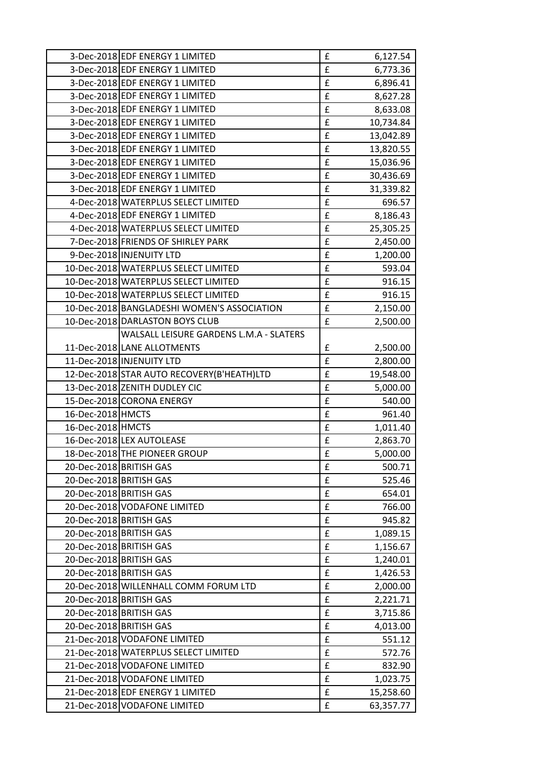| | | | |
|---|---|---|---|
| 3-Dec-2018 | EDF ENERGY 1 LIMITED | £ | 6,127.54 |
| 3-Dec-2018 | EDF ENERGY 1 LIMITED | £ | 6,773.36 |
| 3-Dec-2018 | EDF ENERGY 1 LIMITED | £ | 6,896.41 |
| 3-Dec-2018 | EDF ENERGY 1 LIMITED | £ | 8,627.28 |
| 3-Dec-2018 | EDF ENERGY 1 LIMITED | £ | 8,633.08 |
| 3-Dec-2018 | EDF ENERGY 1 LIMITED | £ | 10,734.84 |
| 3-Dec-2018 | EDF ENERGY 1 LIMITED | £ | 13,042.89 |
| 3-Dec-2018 | EDF ENERGY 1 LIMITED | £ | 13,820.55 |
| 3-Dec-2018 | EDF ENERGY 1 LIMITED | £ | 15,036.96 |
| 3-Dec-2018 | EDF ENERGY 1 LIMITED | £ | 30,436.69 |
| 3-Dec-2018 | EDF ENERGY 1 LIMITED | £ | 31,339.82 |
| 4-Dec-2018 | WATERPLUS SELECT LIMITED | £ | 696.57 |
| 4-Dec-2018 | EDF ENERGY 1 LIMITED | £ | 8,186.43 |
| 4-Dec-2018 | WATERPLUS SELECT LIMITED | £ | 25,305.25 |
| 7-Dec-2018 | FRIENDS OF SHIRLEY PARK | £ | 2,450.00 |
| 9-Dec-2018 | INJENUITY LTD | £ | 1,200.00 |
| 10-Dec-2018 | WATERPLUS SELECT LIMITED | £ | 593.04 |
| 10-Dec-2018 | WATERPLUS SELECT LIMITED | £ | 916.15 |
| 10-Dec-2018 | WATERPLUS SELECT LIMITED | £ | 916.15 |
| 10-Dec-2018 | BANGLADESHI WOMEN'S ASSOCIATION | £ | 2,150.00 |
| 10-Dec-2018 | DARLASTON BOYS CLUB | £ | 2,500.00 |
| 11-Dec-2018 | WALSALL LEISURE GARDENS L.M.A - SLATERS LANE ALLOTMENTS | £ | 2,500.00 |
| 11-Dec-2018 | INJENUITY LTD | £ | 2,800.00 |
| 12-Dec-2018 | STAR AUTO RECOVERY(B'HEATH)LTD | £ | 19,548.00 |
| 13-Dec-2018 | ZENITH DUDLEY CIC | £ | 5,000.00 |
| 15-Dec-2018 | CORONA ENERGY | £ | 540.00 |
| 16-Dec-2018 | HMCTS | £ | 961.40 |
| 16-Dec-2018 | HMCTS | £ | 1,011.40 |
| 16-Dec-2018 | LEX AUTOLEASE | £ | 2,863.70 |
| 18-Dec-2018 | THE PIONEER GROUP | £ | 5,000.00 |
| 20-Dec-2018 | BRITISH GAS | £ | 500.71 |
| 20-Dec-2018 | BRITISH GAS | £ | 525.46 |
| 20-Dec-2018 | BRITISH GAS | £ | 654.01 |
| 20-Dec-2018 | VODAFONE LIMITED | £ | 766.00 |
| 20-Dec-2018 | BRITISH GAS | £ | 945.82 |
| 20-Dec-2018 | BRITISH GAS | £ | 1,089.15 |
| 20-Dec-2018 | BRITISH GAS | £ | 1,156.67 |
| 20-Dec-2018 | BRITISH GAS | £ | 1,240.01 |
| 20-Dec-2018 | BRITISH GAS | £ | 1,426.53 |
| 20-Dec-2018 | WILLENHALL COMM FORUM LTD | £ | 2,000.00 |
| 20-Dec-2018 | BRITISH GAS | £ | 2,221.71 |
| 20-Dec-2018 | BRITISH GAS | £ | 3,715.86 |
| 20-Dec-2018 | BRITISH GAS | £ | 4,013.00 |
| 21-Dec-2018 | VODAFONE LIMITED | £ | 551.12 |
| 21-Dec-2018 | WATERPLUS SELECT LIMITED | £ | 572.76 |
| 21-Dec-2018 | VODAFONE LIMITED | £ | 832.90 |
| 21-Dec-2018 | VODAFONE LIMITED | £ | 1,023.75 |
| 21-Dec-2018 | EDF ENERGY 1 LIMITED | £ | 15,258.60 |
| 21-Dec-2018 | VODAFONE LIMITED | £ | 63,357.77 |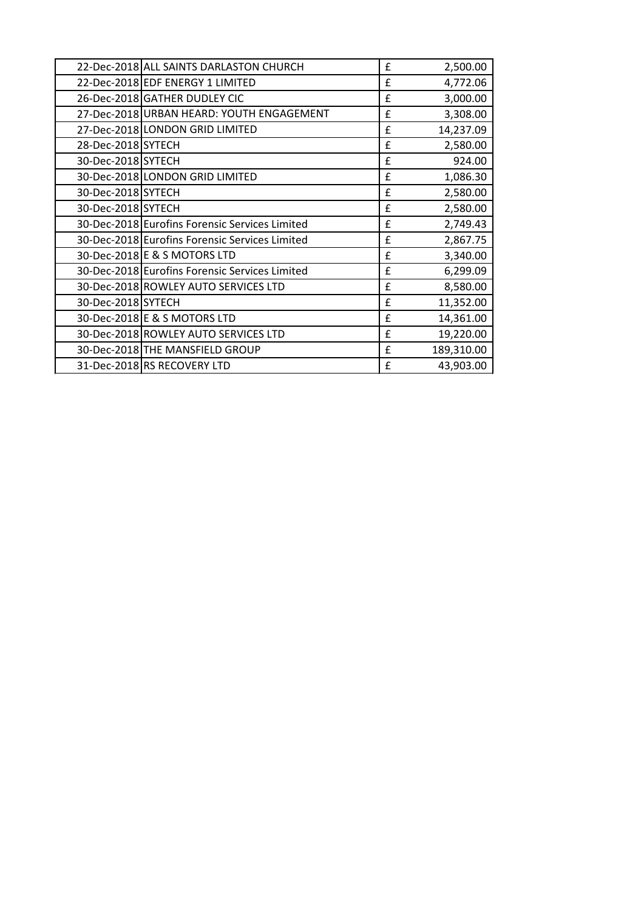| | | | |
|---|---|---|---|
| 22-Dec-2018 | ALL SAINTS DARLASTON CHURCH | £ | 2,500.00 |
| 22-Dec-2018 | EDF ENERGY 1 LIMITED | £ | 4,772.06 |
| 26-Dec-2018 | GATHER DUDLEY CIC | £ | 3,000.00 |
| 27-Dec-2018 | URBAN HEARD: YOUTH ENGAGEMENT | £ | 3,308.00 |
| 27-Dec-2018 | LONDON GRID LIMITED | £ | 14,237.09 |
| 28-Dec-2018 | SYTECH | £ | 2,580.00 |
| 30-Dec-2018 | SYTECH | £ | 924.00 |
| 30-Dec-2018 | LONDON GRID LIMITED | £ | 1,086.30 |
| 30-Dec-2018 | SYTECH | £ | 2,580.00 |
| 30-Dec-2018 | SYTECH | £ | 2,580.00 |
| 30-Dec-2018 | Eurofins Forensic Services Limited | £ | 2,749.43 |
| 30-Dec-2018 | Eurofins Forensic Services Limited | £ | 2,867.75 |
| 30-Dec-2018 | E & S MOTORS LTD | £ | 3,340.00 |
| 30-Dec-2018 | Eurofins Forensic Services Limited | £ | 6,299.09 |
| 30-Dec-2018 | ROWLEY AUTO SERVICES LTD | £ | 8,580.00 |
| 30-Dec-2018 | SYTECH | £ | 11,352.00 |
| 30-Dec-2018 | E & S MOTORS LTD | £ | 14,361.00 |
| 30-Dec-2018 | ROWLEY AUTO SERVICES LTD | £ | 19,220.00 |
| 30-Dec-2018 | THE MANSFIELD GROUP | £ | 189,310.00 |
| 31-Dec-2018 | RS RECOVERY LTD | £ | 43,903.00 |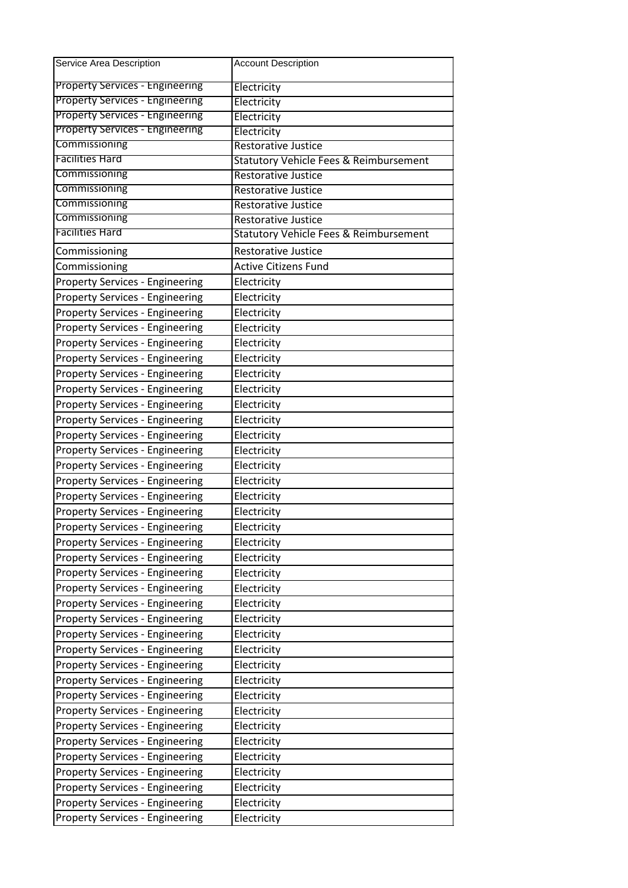| Service Area Description | Account Description |
|---|---|
| Property Services - Engineering | Electricity |
| Property Services - Engineering | Electricity |
| Property Services - Engineering | Electricity |
| Property Services - Engineering | Electricity |
| Commissioning | Restorative Justice |
| Facilities Hard | Statutory Vehicle Fees & Reimbursement |
| Commissioning | Restorative Justice |
| Commissioning | Restorative Justice |
| Commissioning | Restorative Justice |
| Commissioning | Restorative Justice |
| Facilities Hard | Statutory Vehicle Fees & Reimbursement |
| Commissioning | Restorative Justice |
| Commissioning | Active Citizens Fund |
| Property Services - Engineering | Electricity |
| Property Services - Engineering | Electricity |
| Property Services - Engineering | Electricity |
| Property Services - Engineering | Electricity |
| Property Services - Engineering | Electricity |
| Property Services - Engineering | Electricity |
| Property Services - Engineering | Electricity |
| Property Services - Engineering | Electricity |
| Property Services - Engineering | Electricity |
| Property Services - Engineering | Electricity |
| Property Services - Engineering | Electricity |
| Property Services - Engineering | Electricity |
| Property Services - Engineering | Electricity |
| Property Services - Engineering | Electricity |
| Property Services - Engineering | Electricity |
| Property Services - Engineering | Electricity |
| Property Services - Engineering | Electricity |
| Property Services - Engineering | Electricity |
| Property Services - Engineering | Electricity |
| Property Services - Engineering | Electricity |
| Property Services - Engineering | Electricity |
| Property Services - Engineering | Electricity |
| Property Services - Engineering | Electricity |
| Property Services - Engineering | Electricity |
| Property Services - Engineering | Electricity |
| Property Services - Engineering | Electricity |
| Property Services - Engineering | Electricity |
| Property Services - Engineering | Electricity |
| Property Services - Engineering | Electricity |
| Property Services - Engineering | Electricity |
| Property Services - Engineering | Electricity |
| Property Services - Engineering | Electricity |
| Property Services - Engineering | Electricity |
| Property Services - Engineering | Electricity |
| Property Services - Engineering | Electricity |
| Property Services - Engineering | Electricity |
| Property Services - Engineering | Electricity |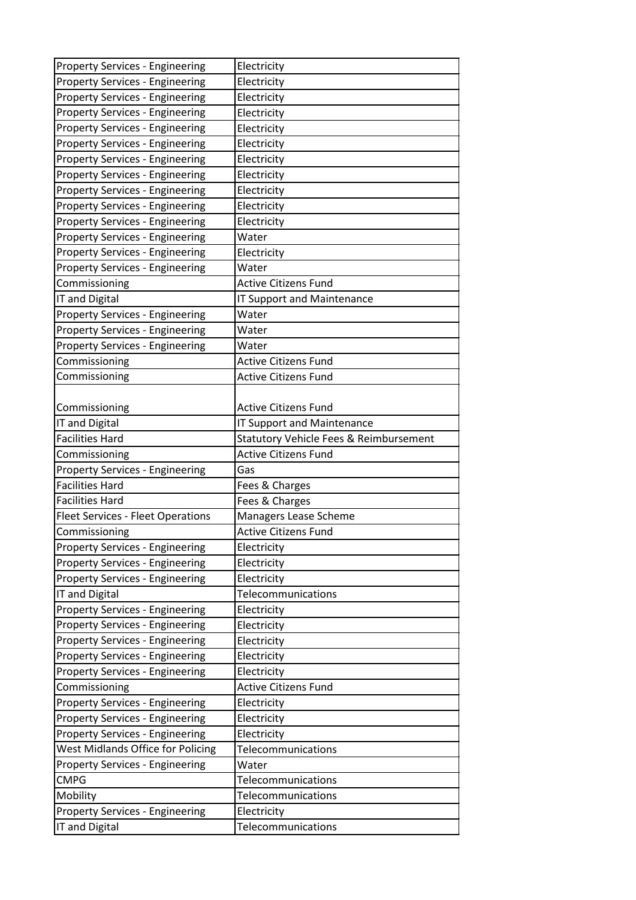| | |
|---|---|
| Property Services - Engineering | Electricity |
| Property Services - Engineering | Electricity |
| Property Services - Engineering | Electricity |
| Property Services - Engineering | Electricity |
| Property Services - Engineering | Electricity |
| Property Services - Engineering | Electricity |
| Property Services - Engineering | Electricity |
| Property Services - Engineering | Electricity |
| Property Services - Engineering | Electricity |
| Property Services - Engineering | Electricity |
| Property Services - Engineering | Electricity |
| Property Services - Engineering | Water |
| Property Services - Engineering | Electricity |
| Property Services - Engineering | Water |
| Commissioning | Active Citizens Fund |
| IT and Digital | IT Support and Maintenance |
| Property Services - Engineering | Water |
| Property Services - Engineering | Water |
| Property Services - Engineering | Water |
| Commissioning | Active Citizens Fund |
| Commissioning | Active Citizens Fund |
| Commissioning | Active Citizens Fund |
| IT and Digital | IT Support and Maintenance |
| Facilities Hard | Statutory Vehicle Fees & Reimbursement |
| Commissioning | Active Citizens Fund |
| Property Services - Engineering | Gas |
| Facilities Hard | Fees & Charges |
| Facilities Hard | Fees & Charges |
| Fleet Services - Fleet Operations | Managers Lease Scheme |
| Commissioning | Active Citizens Fund |
| Property Services - Engineering | Electricity |
| Property Services - Engineering | Electricity |
| Property Services - Engineering | Electricity |
| IT and Digital | Telecommunications |
| Property Services - Engineering | Electricity |
| Property Services - Engineering | Electricity |
| Property Services - Engineering | Electricity |
| Property Services - Engineering | Electricity |
| Property Services - Engineering | Electricity |
| Commissioning | Active Citizens Fund |
| Property Services - Engineering | Electricity |
| Property Services - Engineering | Electricity |
| Property Services - Engineering | Electricity |
| West Midlands Office for Policing | Telecommunications |
| Property Services - Engineering | Water |
| CMPG | Telecommunications |
| Mobility | Telecommunications |
| Property Services - Engineering | Electricity |
| IT and Digital | Telecommunications |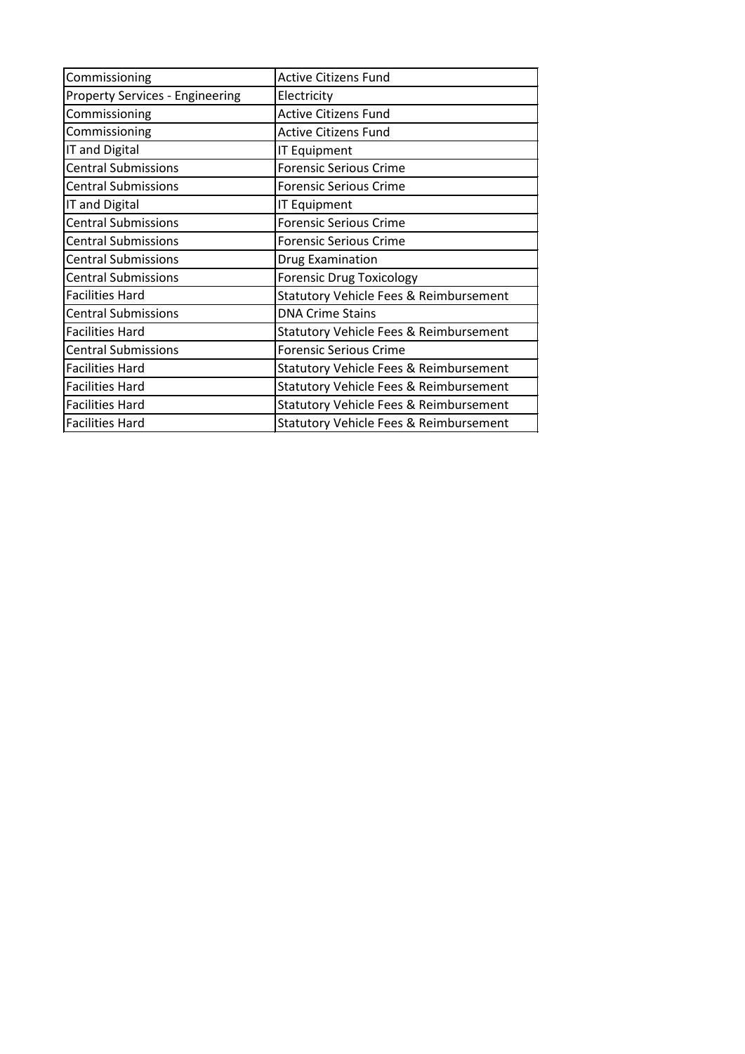| | |
|---|---|
| Commissioning | Active Citizens Fund |
| Property Services - Engineering | Electricity |
| Commissioning | Active Citizens Fund |
| Commissioning | Active Citizens Fund |
| IT and Digital | IT Equipment |
| Central Submissions | Forensic Serious Crime |
| Central Submissions | Forensic Serious Crime |
| IT and Digital | IT Equipment |
| Central Submissions | Forensic Serious Crime |
| Central Submissions | Forensic Serious Crime |
| Central Submissions | Drug Examination |
| Central Submissions | Forensic Drug Toxicology |
| Facilities Hard | Statutory Vehicle Fees & Reimbursement |
| Central Submissions | DNA Crime Stains |
| Facilities Hard | Statutory Vehicle Fees & Reimbursement |
| Central Submissions | Forensic Serious Crime |
| Facilities Hard | Statutory Vehicle Fees & Reimbursement |
| Facilities Hard | Statutory Vehicle Fees & Reimbursement |
| Facilities Hard | Statutory Vehicle Fees & Reimbursement |
| Facilities Hard | Statutory Vehicle Fees & Reimbursement |